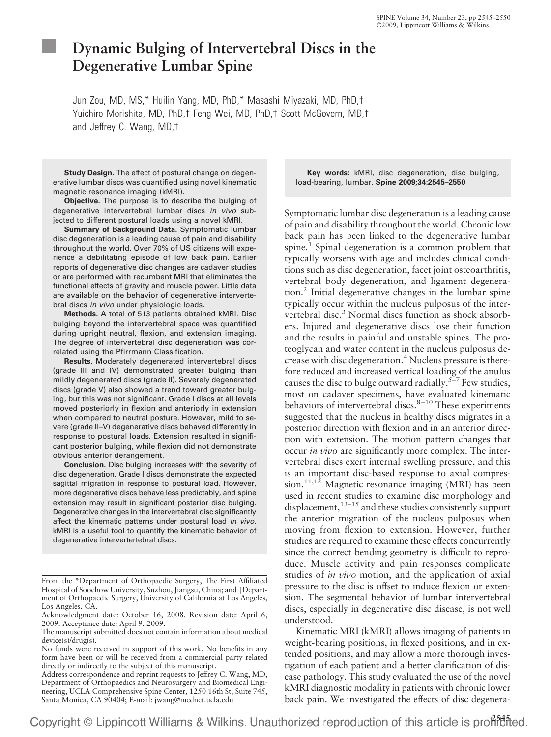// Dynamic Bulging of Intervertebral Discs in the Degenerative Lumbar Spine

Jun Zou, MD, MS,* Huilin Yang, MD, PhD,* Masashi Miyazaki, MD, PhD,† Yuichiro Morishita, MD, PhD,† Feng Wei, MD, PhD,† Scott McGovern, MD,† and Jeffrey C. Wang, MD,†

**Study Design.** The effect of postural change on degenerative lumbar discs was quantified using novel kinematic magnetic resonance imaging (kMRI).

**Objective.** The purpose is to describe the bulging of degenerative intervertebral lumbar discs *in vivo* subjected to different postural loads using a novel kMRI.

**Summary of Background Data.** Symptomatic lumbar disc degeneration is a leading cause of pain and disability throughout the world. Over 70% of US citizens will experience a debilitating episode of low back pain. Earlier reports of degenerative disc changes are cadaver studies or are performed with recumbent MRI that eliminates the functional effects of gravity and muscle power. Little data are available on the behavior of degenerative intervertebral discs *in vivo* under physiologic loads.

**Methods.** A total of 513 patients obtained kMRI. Disc bulging beyond the intervertebral space was quantified during upright neutral, flexion, and extension imaging. The degree of intervertebral disc degeneration was correlated using the Pfirrmann Classification.

**Results.** Moderately degenerated intervertebral discs (grade III and IV) demonstrated greater bulging than mildly degenerated discs (grade II). Severely degenerated discs (grade V) also showed a trend toward greater bulging, but this was not significant. Grade I discs at all levels moved posteriorly in flexion and anteriorly in extension when compared to neutral posture. However, mild to severe (grade II–V) degenerative discs behaved differently in response to postural loads. Extension resulted in significant posterior bulging, while flexion did not demonstrate obvious anterior derangement.

**Conclusion.** Disc bulging increases with the severity of disc degeneration. Grade I discs demonstrate the expected sagittal migration in response to postural load. However, more degenerative discs behave less predictably, and spine extension may result in significant posterior disc bulging. Degenerative changes in the intervertebral disc significantly affect the kinematic patterns under postural load *in vivo*. kMRI is a useful tool to quantify the kinematic behavior of degenerative intervertertebral discs.

**Key words:** kMRI, disc degeneration, disc bulging, load-bearing, lumbar. **Spine 2009;34:2545–2550**

Symptomatic lumbar disc degeneration is a leading cause of pain and disability throughout the world. Chronic low back pain has been linked to the degenerative lumbar spine.[1] Spinal degeneration is a common problem that typically worsens with age and includes clinical conditions such as disc degeneration, facet joint osteoarthritis, vertebral body degeneration, and ligament degeneration.[2] Initial degenerative changes in the lumbar spine typically occur within the nucleus pulposus of the intervertebral disc.[3] Normal discs function as shock absorbers. Injured and degenerative discs lose their function and the results in painful and unstable spines. The proteoglycan and water content in the nucleus pulposus decrease with disc degeneration.[4] Nucleus pressure is therefore reduced and increased vertical loading of the anulus causes the disc to bulge outward radially.[5–7] Few studies, most on cadaver specimens, have evaluated kinematic behaviors of intervertebral discs.[8–10] These experiments suggested that the nucleus in healthy discs migrates in a posterior direction with flexion and in an anterior direction with extension. The motion pattern changes that occur *in vivo* are significantly more complex. The intervertebral discs exert internal swelling pressure, and this is an important disc-based response to axial compression.[11,12] Magnetic resonance imaging (MRI) has been used in recent studies to examine disc morphology and displacement,[13–15] and these studies consistently support the anterior migration of the nucleus pulposus when moving from flexion to extension. However, further studies are required to examine these effects concurrently since the correct bending geometry is difficult to reproduce. Muscle activity and pain responses complicate studies of *in vivo* motion, and the application of axial pressure to the disc is offset to induce flexion or extension. The segmental behavior of lumbar intervertebral discs, especially in degenerative disc disease, is not well understood.

Kinematic MRI (kMRI) allows imaging of patients in weight-bearing positions, in flexed positions, and in extended positions, and may allow a more thorough investigation of each patient and a better clarification of disease pathology. This study evaluated the use of the novel kMRI diagnostic modality in patients with chronic lower back pain. We investigated the effects of disc degenera-

From the *Department of Orthopaedic Surgery, The First Affiliated Hospital of Soochow University, Suzhou, Jiangsu, China; and †Department of Orthopaedic Surgery, University of California at Los Angeles, Los Angeles, CA.

Acknowledgment date: October 16, 2008. Revision date: April 6, 2009. Acceptance date: April 9, 2009.

The manuscript submitted does not contain information about medical device(s)/drug(s).

No funds were received in support of this work. No benefits in any form have been or will be received from a commercial party related directly or indirectly to the subject of this manuscript.

Address correspondence and reprint requests to Jeffrey C. Wang, MD, Department of Orthopaedics and Neurosurgery and Biomedical Engineering, UCLA Comprehensive Spine Center, 1250 16th St, Suite 745, Santa Monica, CA 90404; E-mail: jwang@mednet.ucla.edu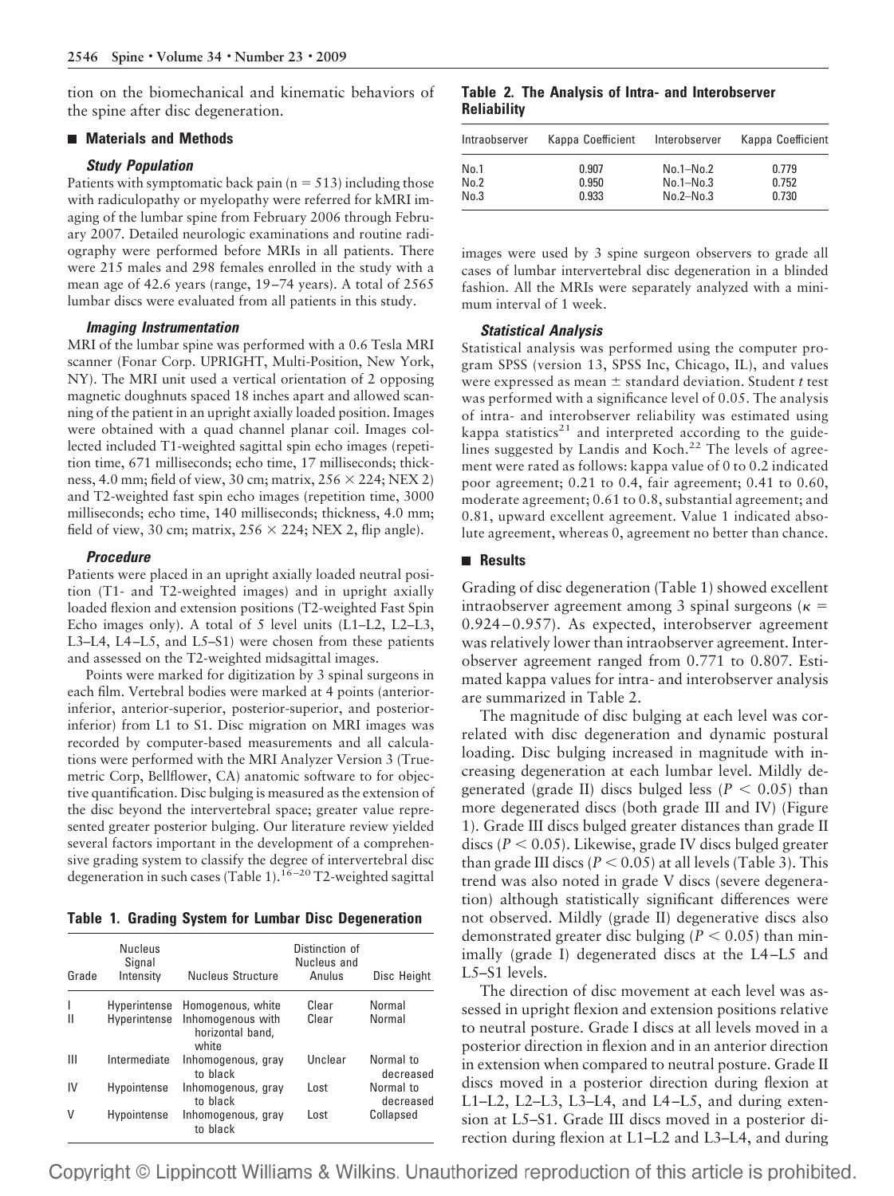tion on the biomechanical and kinematic behaviors of the spine after disc degeneration.

## Materials and Methods

### Study Population

Patients with symptomatic back pain (n = 513) including those with radiculopathy or myelopathy were referred for kMRI imaging of the lumbar spine from February 2006 through February 2007. Detailed neurologic examinations and routine radiography were performed before MRIs in all patients. There were 215 males and 298 females enrolled in the study with a mean age of 42.6 years (range, 19–74 years). A total of 2565 lumbar discs were evaluated from all patients in this study.

### Imaging Instrumentation

MRI of the lumbar spine was performed with a 0.6 Tesla MRI scanner (Fonar Corp. UPRIGHT, Multi-Position, New York, NY). The MRI unit used a vertical orientation of 2 opposing magnetic doughnuts spaced 18 inches apart and allowed scanning of the patient in an upright axially loaded position. Images were obtained with a quad channel planar coil. Images collected included T1-weighted sagittal spin echo images (repetition time, 671 milliseconds; echo time, 17 milliseconds; thickness, 4.0 mm; field of view, 30 cm; matrix, 256 × 224; NEX 2) and T2-weighted fast spin echo images (repetition time, 3000 milliseconds; echo time, 140 milliseconds; thickness, 4.0 mm; field of view, 30 cm; matrix, 256 × 224; NEX 2, flip angle).

### Procedure

Patients were placed in an upright axially loaded neutral position (T1- and T2-weighted images) and in upright axially loaded flexion and extension positions (T2-weighted Fast Spin Echo images only). A total of 5 level units (L1–L2, L2–L3, L3–L4, L4–L5, and L5–S1) were chosen from these patients and assessed on the T2-weighted midsagittal images.

Points were marked for digitization by 3 spinal surgeons in each film. Vertebral bodies were marked at 4 points (anterior-inferior, anterior-superior, posterior-superior, and posterior-inferior) from L1 to S1. Disc migration on MRI images was recorded by computer-based measurements and all calculations were performed with the MRI Analyzer Version 3 (Truemetric Corp, Bellflower, CA) anatomic software to for objective quantification. Disc bulging is measured as the extension of the disc beyond the intervertebral space; greater value represented greater posterior bulging. Our literature review yielded several factors important in the development of a comprehensive grading system to classify the degree of intervertebral disc degeneration in such cases (Table 1).[16–20] T2-weighted sagittal images were used by 3 spine surgeon observers to grade all cases of lumbar intervertebral disc degeneration in a blinded fashion. All the MRIs were separately analyzed with a minimum interval of 1 week.

**Table 1. Grading System for Lumbar Disc Degeneration**

| Grade | Nucleus Signal Intensity | Nucleus Structure | Distinction of Nucleus and Anulus | Disc Height |
|---|---|---|---|---|
| I | Hyperintense | Homogenous, white | Clear | Normal |
| II | Hyperintense | Inhomogenous with horizontal band, white | Clear | Normal |
| III | Intermediate | Inhomogenous, gray to black | Unclear | Normal to decreased |
| IV | Hypointense | Inhomogenous, gray to black | Lost | Normal to decreased |
| V | Hypointense | Inhomogenous, gray to black | Lost | Collapsed |

**Table 2. The Analysis of Intra- and Interobserver Reliability**

| Intraobserver | Kappa Coefficient | Interobserver | Kappa Coefficient |
|---|---|---|---|
| No.1 | 0.907 | No.1–No.2 | 0.779 |
| No.2 | 0.950 | No.1–No.3 | 0.752 |
| No.3 | 0.933 | No.2–No.3 | 0.730 |

### Statistical Analysis

Statistical analysis was performed using the computer program SPSS (version 13, SPSS Inc, Chicago, IL), and values were expressed as mean ± standard deviation. Student *t* test was performed with a significance level of 0.05. The analysis of intra- and interobserver reliability was estimated using kappa statistics[21] and interpreted according to the guidelines suggested by Landis and Koch.[22] The levels of agreement were rated as follows: kappa value of 0 to 0.2 indicated poor agreement; 0.21 to 0.4, fair agreement; 0.41 to 0.60, moderate agreement; 0.61 to 0.8, substantial agreement; and 0.81, upward excellent agreement. Value 1 indicated absolute agreement, whereas 0, agreement no better than chance.

## Results

Grading of disc degeneration (Table 1) showed excellent intraobserver agreement among 3 spinal surgeons ($\kappa$ = 0.924–0.957). As expected, interobserver agreement was relatively lower than intraobserver agreement. Interobserver agreement ranged from 0.771 to 0.807. Estimated kappa values for intra- and interobserver analysis are summarized in Table 2.

The magnitude of disc bulging at each level was correlated with disc degeneration and dynamic postural loading. Disc bulging increased in magnitude with increasing degeneration at each lumbar level. Mildly degenerated (grade II) discs bulged less ($P < 0.05$) than more degenerated discs (both grade III and IV) (Figure 1). Grade III discs bulged greater distances than grade II discs ($P < 0.05$). Likewise, grade IV discs bulged greater than grade III discs ($P < 0.05$) at all levels (Table 3). This trend was also noted in grade V discs (severe degeneration) although statistically significant differences were not observed. Mildly (grade II) degenerative discs also demonstrated greater disc bulging ($P < 0.05$) than minimally (grade I) degenerated discs at the L4–L5 and L5–S1 levels.

The direction of disc movement at each level was assessed in upright flexion and extension positions relative to neutral posture. Grade I discs at all levels moved in a posterior direction in flexion and in an anterior direction in extension when compared to neutral posture. Grade II discs moved in a posterior direction during flexion at L1–L2, L2–L3, L3–L4, and L4–L5, and during extension at L5–S1. Grade III discs moved in a posterior direction during flexion at L1–L2 and L3–L4, and during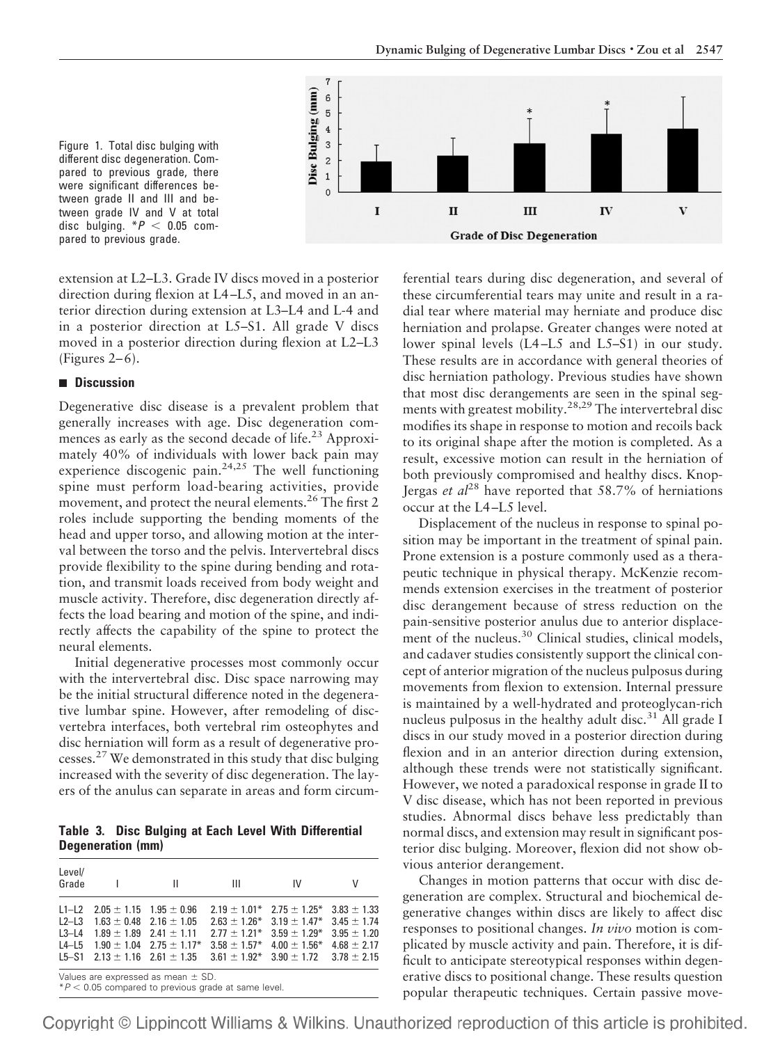Figure 1. Total disc bulging with different disc degeneration. Compared to previous grade, there were significant differences between grade II and III and between grade IV and V at total disc bulging. $^{*}P < 0.05$ compared to previous grade.

extension at L2–L3. Grade IV discs moved in a posterior direction during flexion at L4–L5, and moved in an anterior direction during extension at L3–L4 and L-4 and in a posterior direction at L5–S1. All grade V discs moved in a posterior direction during flexion at L2–L3 (Figures 2–6).

## Discussion

Degenerative disc disease is a prevalent problem that generally increases with age. Disc degeneration commences as early as the second decade of life.[23] Approximately 40% of individuals with lower back pain may experience discogenic pain.[24,25] The well functioning spine must perform load-bearing activities, provide movement, and protect the neural elements.[26] The first 2 roles include supporting the bending moments of the head and upper torso, and allowing motion at the interval between the torso and the pelvis. Intervertebral discs provide flexibility to the spine during bending and rotation, and transmit loads received from body weight and muscle activity. Therefore, disc degeneration directly affects the load bearing and motion of the spine, and indirectly affects the capability of the spine to protect the neural elements.

Initial degenerative processes most commonly occur with the intervertebral disc. Disc space narrowing may be the initial structural difference noted in the degenerative lumbar spine. However, after remodeling of disc-vertebra interfaces, both vertebral rim osteophytes and disc herniation will form as a result of degenerative processes.[27] We demonstrated in this study that disc bulging increased with the severity of disc degeneration. The layers of the anulus can separate in areas and form circumferential tears during disc degeneration, and several of these circumferential tears may unite and result in a radial tear where material may herniate and produce disc herniation and prolapse. Greater changes were noted at lower spinal levels (L4–L5 and L5–S1) in our study. These results are in accordance with general theories of disc herniation pathology. Previous studies have shown that most disc derangements are seen in the spinal segments with greatest mobility.[28,29] The intervertebral disc modifies its shape in response to motion and recoils back to its original shape after the motion is completed. As a result, excessive motion can result in the herniation of both previously compromised and healthy discs. Knop-Jergas *et al*[28] have reported that 58.7% of herniations occur at the L4–L5 level.

**Table 3. Disc Bulging at Each Level With Differential Degeneration (mm)**

| Level/Grade | I | II | III | IV | V |
|---|---|---|---|---|---|
| L1–L2 | 2.05 ± 1.15 | 1.95 ± 0.96 | 2.19 ± 1.01* | 2.75 ± 1.25* | 3.83 ± 1.33 |
| L2–L3 | 1.63 ± 0.48 | 2.16 ± 1.05 | 2.63 ± 1.26* | 3.19 ± 1.47* | 3.45 ± 1.74 |
| L3–L4 | 1.89 ± 1.89 | 2.41 ± 1.11 | 2.77 ± 1.21* | 3.59 ± 1.29* | 3.95 ± 1.20 |
| L4–L5 | 1.90 ± 1.04 | 2.75 ± 1.17* | 3.58 ± 1.57* | 4.00 ± 1.56* | 4.68 ± 2.17 |
| L5–S1 | 2.13 ± 1.16 | 2.61 ± 1.35 | 3.61 ± 1.92* | 3.90 ± 1.72 | 3.78 ± 2.15 |

Values are expressed as mean ± SD.
$^{*}P < 0.05$ compared to previous grade at same level.

Displacement of the nucleus in response to spinal position may be important in the treatment of spinal pain. Prone extension is a posture commonly used as a therapeutic technique in physical therapy. McKenzie recommends extension exercises in the treatment of posterior disc derangement because of stress reduction on the pain-sensitive posterior anulus due to anterior displacement of the nucleus.[30] Clinical studies, clinical models, and cadaver studies consistently support the clinical concept of anterior migration of the nucleus pulposus during movements from flexion to extension. Internal pressure is maintained by a well-hydrated and proteoglycan-rich nucleus pulposus in the healthy adult disc.[31] All grade I discs in our study moved in a posterior direction during flexion and in an anterior direction during extension, although these trends were not statistically significant. However, we noted a paradoxical response in grade II to V disc disease, which has not been reported in previous studies. Abnormal discs behave less predictably than normal discs, and extension may result in significant posterior disc bulging. Moreover, flexion did not show obvious anterior derangement.

Changes in motion patterns that occur with disc degeneration are complex. Structural and biochemical degenerative changes within discs are likely to affect disc responses to positional changes. *In vivo* motion is complicated by muscle activity and pain. Therefore, it is difficult to anticipate stereotypical responses within degenerative discs to positional change. These results question popular therapeutic techniques. Certain passive move-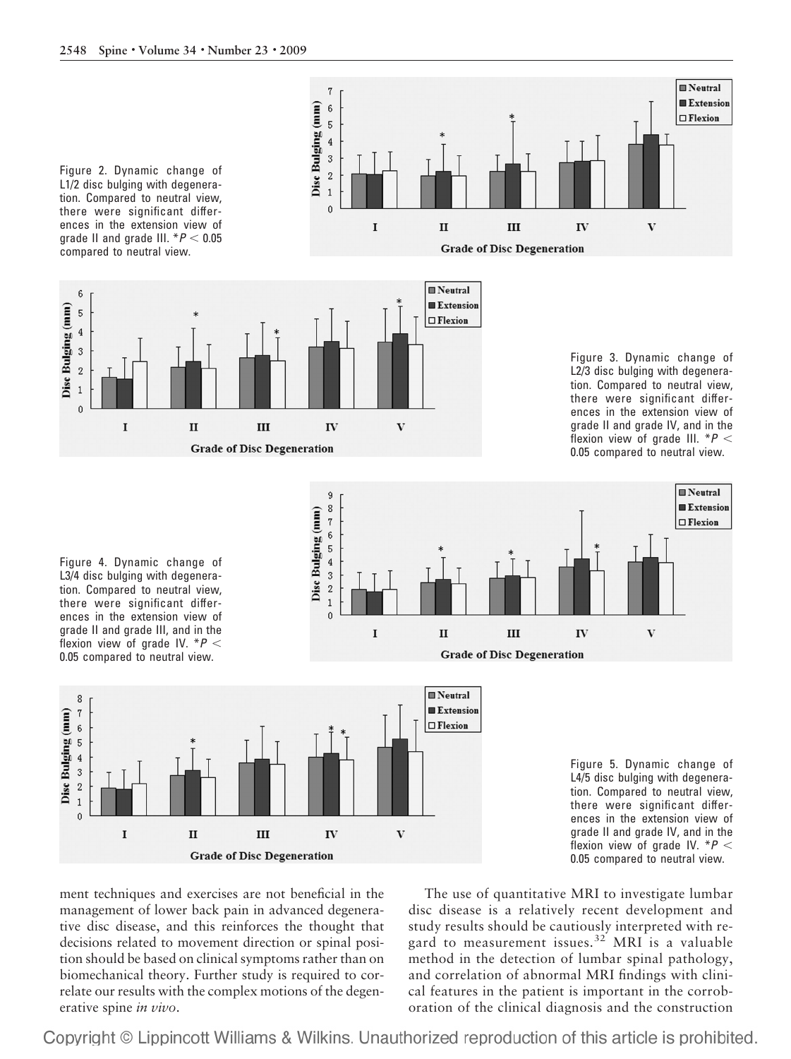Figure 2. Dynamic change of L1/2 disc bulging with degeneration. Compared to neutral view, there were significant differences in the extension view of grade II and grade III. $^{*}P < 0.05$ compared to neutral view.

Figure 3. Dynamic change of L2/3 disc bulging with degeneration. Compared to neutral view, there were significant differences in the extension view of grade II and grade IV, and in the flexion view of grade III. $^{*}P < 0.05$ compared to neutral view.

Figure 4. Dynamic change of L3/4 disc bulging with degeneration. Compared to neutral view, there were significant differences in the extension view of grade II and grade III, and in the flexion view of grade IV. $^{*}P < 0.05$ compared to neutral view.

Figure 5. Dynamic change of L4/5 disc bulging with degeneration. Compared to neutral view, there were significant differences in the extension view of grade II and grade IV, and in the flexion view of grade IV. $^{*}P < 0.05$ compared to neutral view.

ment techniques and exercises are not beneficial in the management of lower back pain in advanced degenerative disc disease, and this reinforces the thought that decisions related to movement direction or spinal position should be based on clinical symptoms rather than on biomechanical theory. Further study is required to correlate our results with the complex motions of the degenerative spine *in vivo*.

The use of quantitative MRI to investigate lumbar disc disease is a relatively recent development and study results should be cautiously interpreted with regard to measurement issues.[32] MRI is a valuable method in the detection of lumbar spinal pathology, and correlation of abnormal MRI findings with clinical features in the patient is important in the corroboration of the clinical diagnosis and the construction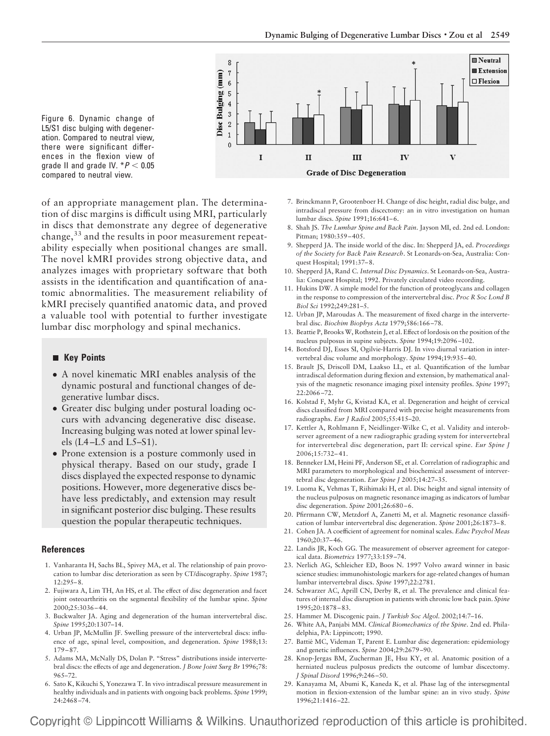Figure 6. Dynamic change of L5/S1 disc bulging with degeneration. Compared to neutral view, there were significant differences in the flexion view of grade II and grade IV. $*P < 0.05$ compared to neutral view.

of an appropriate management plan. The determination of disc margins is difficult using MRI, particularly in discs that demonstrate any degree of degenerative change,[33] and the results in poor measurement repeatability especially when positional changes are small. The novel kMRI provides strong objective data, and analyzes images with proprietary software that both assists in the identification and quantification of anatomic abnormalities. The measurement reliability of kMRI precisely quantified anatomic data, and proved a valuable tool with potential to further investigate lumbar disc morphology and spinal mechanics.

## Key Points

- A novel kinematic MRI enables analysis of the dynamic postural and functional changes of degenerative lumbar discs.
- Greater disc bulging under postural loading occurs with advancing degenerative disc disease. Increasing bulging was noted at lower spinal levels (L4–L5 and L5–S1).
- Prone extension is a posture commonly used in physical therapy. Based on our study, grade I discs displayed the expected response to dynamic positions. However, more degenerative discs behave less predictably, and extension may result in significant posterior disc bulging. These results question the popular therapeutic techniques.

## References

1. Vanharanta H, Sachs BL, Spivey MA, et al. The relationship of pain provocation to lumbar disc deterioration as seen by CT/discography. *Spine* 1987; 12:295–8.
2. Fujiwara A, Lim TH, An HS, et al. The effect of disc degeneration and facet joint osteoarthritis on the segmental flexibility of the lumbar spine. *Spine* 2000;25:3036–44.
3. Buckwalter JA. Aging and degeneration of the human intervertebral disc. *Spine* 1995;20:1307–14.
4. Urban JP, McMullin JF. Swelling pressure of the intervertebral discs: influence of age, spinal level, composition, and degeneration. *Spine* 1988;13: 179–87.
5. Adams MA, McNally DS, Dolan P. "Stress" distributions inside intervertebral discs: the effects of age and degeneration. *J Bone Joint Surg Br* 1996;78: 965–72.
6. Sato K, Kikuchi S, Yonezawa T. In vivo intradiscal pressure measurement in healthy individuals and in patients with ongoing back problems. *Spine* 1999; 24:2468–74.
7. Brinckmann P, Grootenboer H. Change of disc height, radial disc bulge, and intradiscal pressure from discectomy: an in vitro investigation on human lumbar discs. *Spine* 1991;16:641–6.
8. Shah JS. *The Lumbar Spine and Back Pain*. Jayson MI, ed. 2nd ed. London: Pitman; 1980:359–405.
9. Shepperd JA. The inside world of the disc. In: Shepperd JA, ed. *Proceedings of the Society for Back Pain Research*. St Leonards-on-Sea, Australia: Conquest Hospital; 1991:37–8.
10. Shepperd JA, Rand C. *Internal Disc Dynamics*. St Leonards-on-Sea, Australia: Conquest Hospital; 1992. Privately circulated video recording.
11. Hukins DW. A simple model for the function of proteoglycans and collagen in the response to compression of the intervertebral disc. *Proc R Soc Lond B Biol Sci* 1992;249:281–5.
12. Urban JP, Maroudas A. The measurement of fixed charge in the intervertebral disc. *Biochim Biophys Acta* 1979;586:166–78.
13. Beattie P, Brooks W, Rothstein J, et al. Effect of lordosis on the position of the nucleus pulposus in supine subjects. *Spine* 1994;19:2096–102.
14. Botsford DJ, Esses SI, Ogilvie-Harris DJ. In vivo diurnal variation in intervertebral disc volume and morphology. *Spine* 1994;19:935–40.
15. Brault JS, Driscoll DM, Laakso LL, et al. Quantification of the lumbar intradiscal deformation during flexion and extension, by mathematical analysis of the magnetic resonance imaging pixel intensity profiles. *Spine* 1997; 22:2066–72.
16. Kolstad F, Myhr G, Kvistad KA, et al. Degeneration and height of cervical discs classified from MRI compared with precise height measurements from radiographs. *Eur J Radiol* 2005;55:415–20.
17. Kettler A, Rohlmann F, Neidlinger-Wilke C, et al. Validity and interobserver agreement of a new radiographic grading system for intervertebral for intervertebral disc degeneration, part II: cervical spine. *Eur Spine J* 2006;15:732–41.
18. Benneker LM, Heini PF, Anderson SE, et al. Correlation of radiographic and MRI parameters to morphological and biochemical assessment of intervertebral disc degeneration. *Eur Spine J* 2005;14:27–35.
19. Luoma K, Vehmas T, Riihimaki H, et al. Disc height and signal intensity of the nucleus pulposus on magnetic resonance imaging as indicators of lumbar disc degeneration. *Spine* 2001;26:680–6.
20. Pfirrmann CW, Metzdorf A, Zanetti M, et al. Magnetic resonance classification of lumbar intervertebral disc degeneration. *Spine* 2001;26:1873–8.
21. Cohen JA. A coefficient of agreement for nominal scales. *Educ Psychol Meas* 1960;20:37–46.
22. Landis JR, Koch GG. The measurement of observer agreement for categorical data. *Biometrics* 1977;33:159–74.
23. Nerlich AG, Schleicher ED, Boos N. 1997 Volvo award winner in basic science studies: immunohistologic markers for age-related changes of human lumbar intervertebral discs. *Spine* 1997;22:2781.
24. Schwarzer AC, Aprill CN, Derby R, et al. The prevalence and clinical features of internal disc disruption in patients with chronic low back pain. *Spine* 1995;20:1878–83.
25. Hammer M. Discogenic pain. *J Turkish Soc Algol*. 2002;14:7–16.
26. White AA, Panjabi MM. *Clinical Biomechanics of the Spine*. 2nd ed. Philadelphia, PA: Lippincott; 1990.
27. Battié MC, Videman T, Parent E. Lumbar disc degeneration: epidemiology and genetic influences. *Spine* 2004;29:2679–90.
28. Knop-Jergas BM, Zucherman JE, Hsu KY, et al. Anatomic position of a herniated nucleus pulposus predicts the outcome of lumbar discectomy. *J Spinal Disord* 1996;9:246–50.
29. Kanayama M, Abumi K, Kaneda K, et al. Phase lag of the intersegmental motion in flexion-extension of the lumbar spine: an in vivo study. *Spine* 1996;21:1416–22.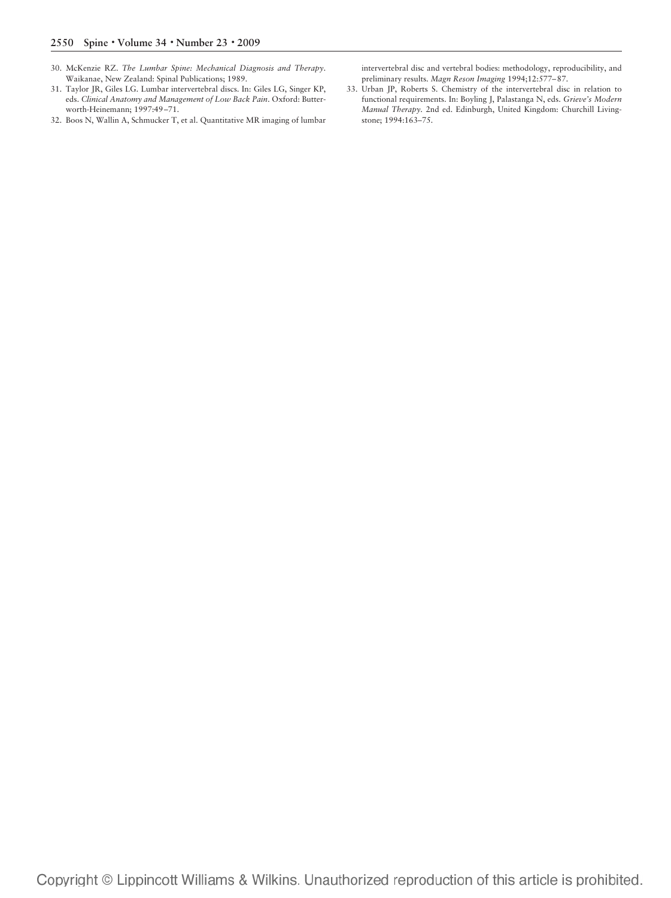30. McKenzie RZ. *The Lumbar Spine: Mechanical Diagnosis and Therapy*. Waikanae, New Zealand: Spinal Publications; 1989.
31. Taylor JR, Giles LG. Lumbar intervertebral discs. In: Giles LG, Singer KP, eds. *Clinical Anatomy and Management of Low Back Pain*. Oxford: Butterworth-Heinemann; 1997:49–71.
32. Boos N, Wallin A, Schmucker T, et al. Quantitative MR imaging of lumbar intervertebral disc and vertebral bodies: methodology, reproducibility, and preliminary results. *Magn Reson Imaging* 1994;12:577–87.
33. Urban JP, Roberts S. Chemistry of the intervertebral disc in relation to functional requirements. In: Boyling J, Palastanga N, eds. *Grieve's Modern Manual Therapy*. 2nd ed. Edinburgh, United Kingdom: Churchill Livingstone; 1994:163–75.

Copyright © Lippincott Williams & Wilkins. Unauthorized reproduction of this article is prohibited.